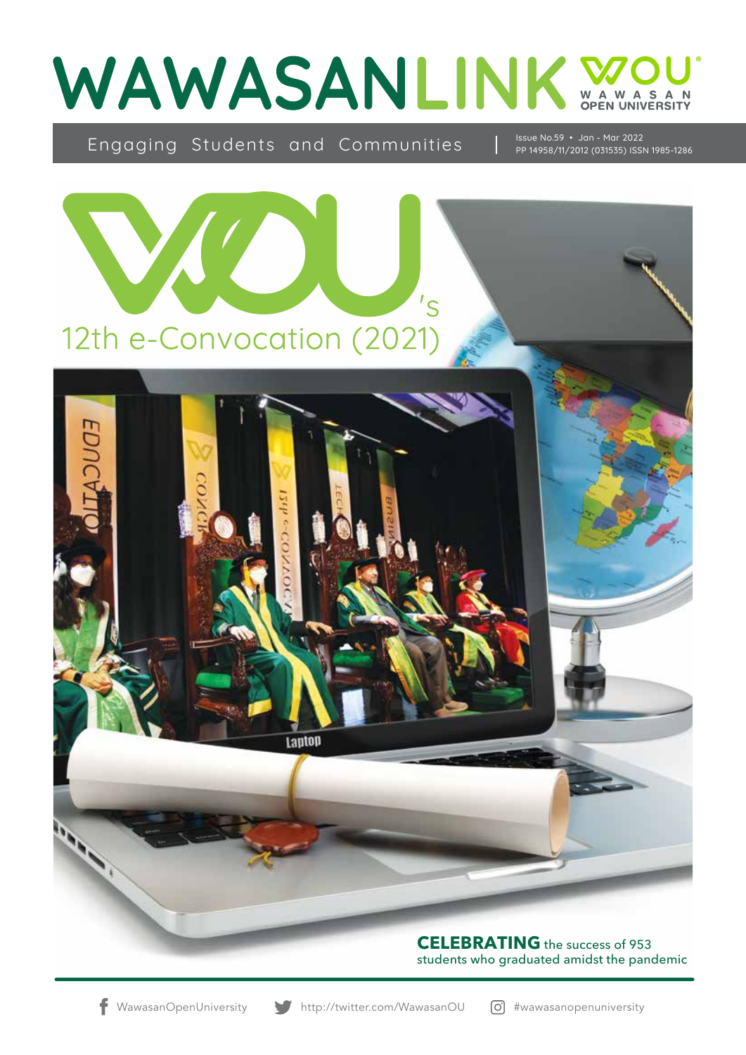# WAWASANLINK

WOU WAWASAN OPEN UNIVERSITY

Engaging Students and Communities | Issue No.59 • Jan - Mar 2022
PP 14958/11/2012 (031535) ISSN 1985-1286

## WOU's 12th e-Convocation (2021)

**CELEBRATING** the success of 953 students who graduated amidst the pandemic

WawasanOpenUniversity http://twitter.com/WawasanOU #wawasanopenuniversity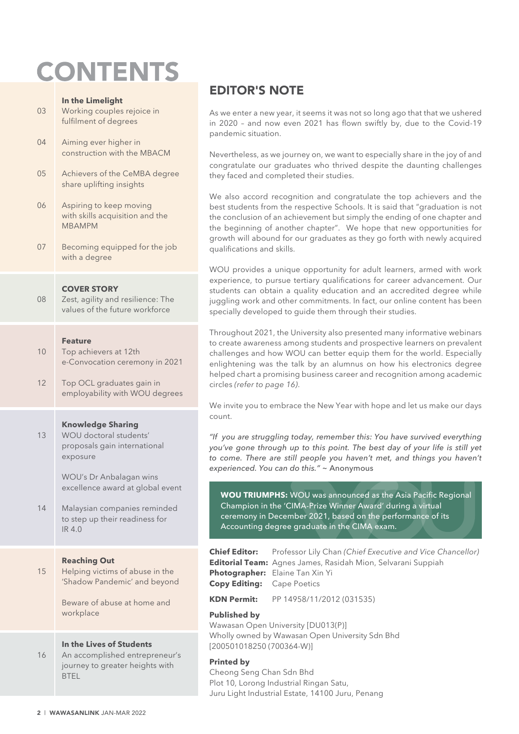# CONTENTS

**In the Limelight**

03 Working couples rejoice in fulfilment of degrees

04 Aiming ever higher in construction with the MBACM

05 Achievers of the CeMBA degree share uplifting insights

06 Aspiring to keep moving with skills acquisition and the MBAMPM

07 Becoming equipped for the job with a degree

**COVER STORY**

08 Zest, agility and resilience: The values of the future workforce

**Feature**

10 Top achievers at 12th e-Convocation ceremony in 2021

12 Top OCL graduates gain in employability with WOU degrees

**Knowledge Sharing**

13 WOU doctoral students' proposals gain international exposure

WOU's Dr Anbalagan wins excellence award at global event

14 Malaysian companies reminded to step up their readiness for IR 4.0

**Reaching Out**

15 Helping victims of abuse in the 'Shadow Pandemic' and beyond

Beware of abuse at home and workplace

**In the Lives of Students**

16 An accomplished entrepreneur's journey to greater heights with BTEL

## EDITOR'S NOTE

As we enter a new year, it seems it was not so long ago that that we ushered in 2020 – and now even 2021 has flown swiftly by, due to the Covid-19 pandemic situation.

Nevertheless, as we journey on, we want to especially share in the joy of and congratulate our graduates who thrived despite the daunting challenges they faced and completed their studies.

We also accord recognition and congratulate the top achievers and the best students from the respective Schools. It is said that "graduation is not the conclusion of an achievement but simply the ending of one chapter and the beginning of another chapter". We hope that new opportunities for growth will abound for our graduates as they go forth with newly acquired qualifications and skills.

WOU provides a unique opportunity for adult learners, armed with work experience, to pursue tertiary qualifications for career advancement. Our students can obtain a quality education and an accredited degree while juggling work and other commitments. In fact, our online content has been specially developed to guide them through their studies.

Throughout 2021, the University also presented many informative webinars to create awareness among students and prospective learners on prevalent challenges and how WOU can better equip them for the world. Especially enlightening was the talk by an alumnus on how his electronics degree helped chart a promising business career and recognition among academic circles *(refer to page 16)*.

We invite you to embrace the New Year with hope and let us make our days count.

*"If you are struggling today, remember this: You have survived everything you've gone through up to this point. The best day of your life is still yet to come. There are still people you haven't met, and things you haven't experienced. You can do this."* ~ Anonymous

**WOU TRIUMPHS:** WOU was announced as the Asia Pacific Regional Champion in the 'CIMA-Prize Winner Award' during a virtual ceremony in December 2021, based on the performance of its Accounting degree graduate in the CIMA exam.

**Chief Editor:** Professor Lily Chan *(Chief Executive and Vice Chancellor)*
**Editorial Team:** Agnes James, Rasidah Mion, Selvarani Suppiah
**Photographer:** Elaine Tan Xin Yi
**Copy Editing:** Cape Poetics

**KDN Permit:** PP 14958/11/2012 (031535)

**Published by**
Wawasan Open University [DU013(P)]
Wholly owned by Wawasan Open University Sdn Bhd
[200501018250 (700364-W)]

**Printed by**
Cheong Seng Chan Sdn Bhd
Plot 10, Lorong Industrial Ringan Satu,
Juru Light Industrial Estate, 14100 Juru, Penang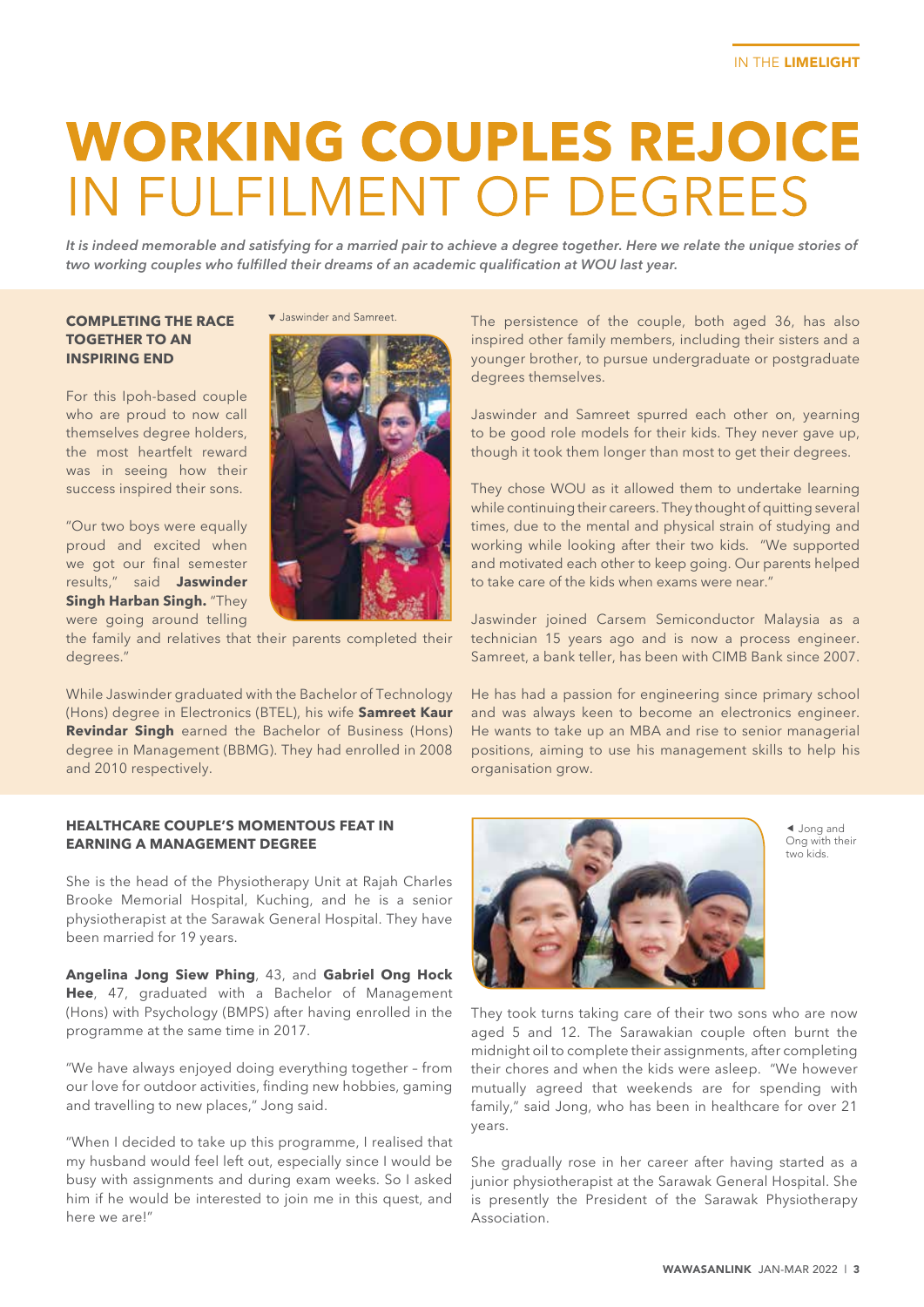# **WORKING COUPLES REJOICE** IN FULFILMENT OF DEGREES

*It is indeed memorable and satisfying for a married pair to achieve a degree together. Here we relate the unique stories of two working couples who fulfilled their dreams of an academic qualification at WOU last year.*

## COMPLETING THE RACE TOGETHER TO AN INSPIRING END

▼ Jaswinder and Samreet.

For this Ipoh-based couple who are proud to now call themselves degree holders, the most heartfelt reward was in seeing how their success inspired their sons.

"Our two boys were equally proud and excited when we got our final semester results," said **Jaswinder Singh Harban Singh.** "They were going around telling the family and relatives that their parents completed their degrees."

While Jaswinder graduated with the Bachelor of Technology (Hons) degree in Electronics (BTEL), his wife **Samreet Kaur Revindar Singh** earned the Bachelor of Business (Hons) degree in Management (BBMG). They had enrolled in 2008 and 2010 respectively.

The persistence of the couple, both aged 36, has also inspired other family members, including their sisters and a younger brother, to pursue undergraduate or postgraduate degrees themselves.

Jaswinder and Samreet spurred each other on, yearning to be good role models for their kids. They never gave up, though it took them longer than most to get their degrees.

They chose WOU as it allowed them to undertake learning while continuing their careers. They thought of quitting several times, due to the mental and physical strain of studying and working while looking after their two kids. "We supported and motivated each other to keep going. Our parents helped to take care of the kids when exams were near."

Jaswinder joined Carsem Semiconductor Malaysia as a technician 15 years ago and is now a process engineer. Samreet, a bank teller, has been with CIMB Bank since 2007.

He has had a passion for engineering since primary school and was always keen to become an electronics engineer. He wants to take up an MBA and rise to senior managerial positions, aiming to use his management skills to help his organisation grow.

## HEALTHCARE COUPLE'S MOMENTOUS FEAT IN EARNING A MANAGEMENT DEGREE

She is the head of the Physiotherapy Unit at Rajah Charles Brooke Memorial Hospital, Kuching, and he is a senior physiotherapist at the Sarawak General Hospital. They have been married for 19 years.

**Angelina Jong Siew Phing**, 43, and **Gabriel Ong Hock Hee**, 47, graduated with a Bachelor of Management (Hons) with Psychology (BMPS) after having enrolled in the programme at the same time in 2017.

"We have always enjoyed doing everything together – from our love for outdoor activities, finding new hobbies, gaming and travelling to new places," Jong said.

"When I decided to take up this programme, I realised that my husband would feel left out, especially since I would be busy with assignments and during exam weeks. So I asked him if he would be interested to join me in this quest, and here we are!"

◄ Jong and Ong with their two kids.

They took turns taking care of their two sons who are now aged 5 and 12. The Sarawakian couple often burnt the midnight oil to complete their assignments, after completing their chores and when the kids were asleep. "We however mutually agreed that weekends are for spending with family," said Jong, who has been in healthcare for over 21 years.

She gradually rose in her career after having started as a junior physiotherapist at the Sarawak General Hospital. She is presently the President of the Sarawak Physiotherapy Association.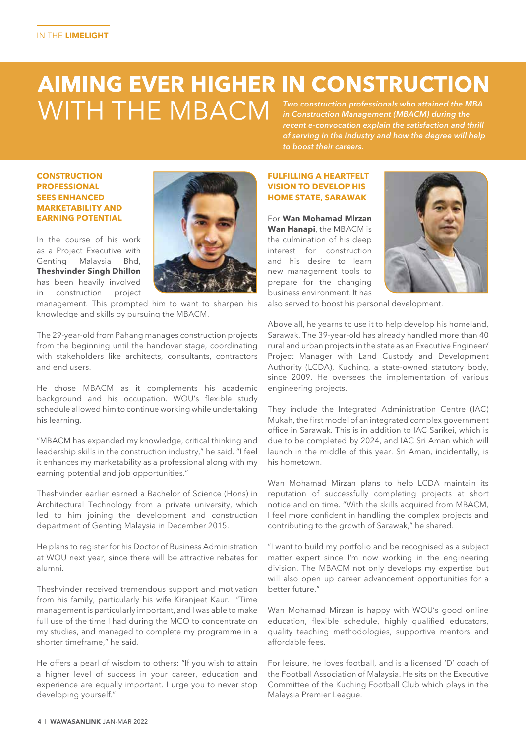# AIMING EVER HIGHER IN CONSTRUCTION WITH THE MBACM

*Two construction professionals who attained the MBA in Construction Management (MBACM) during the recent e-convocation explain the satisfaction and thrill of serving in the industry and how the degree will help to boost their careers.*

## CONSTRUCTION PROFESSIONAL SEES ENHANCED MARKETABILITY AND EARNING POTENTIAL

In the course of his work as a Project Executive with Genting Malaysia Bhd, **Theshvinder Singh Dhillon** has been heavily involved in construction project management. This prompted him to want to sharpen his knowledge and skills by pursuing the MBACM.

The 29-year-old from Pahang manages construction projects from the beginning until the handover stage, coordinating with stakeholders like architects, consultants, contractors and end users.

He chose MBACM as it complements his academic background and his occupation. WOU's flexible study schedule allowed him to continue working while undertaking his learning.

"MBACM has expanded my knowledge, critical thinking and leadership skills in the construction industry," he said. "I feel it enhances my marketability as a professional along with my earning potential and job opportunities."

Theshvinder earlier earned a Bachelor of Science (Hons) in Architectural Technology from a private university, which led to him joining the development and construction department of Genting Malaysia in December 2015.

He plans to register for his Doctor of Business Administration at WOU next year, since there will be attractive rebates for alumni.

Theshvinder received tremendous support and motivation from his family, particularly his wife Kiranjeet Kaur. "Time management is particularly important, and I was able to make full use of the time I had during the MCO to concentrate on my studies, and managed to complete my programme in a shorter timeframe," he said.

He offers a pearl of wisdom to others: "If you wish to attain a higher level of success in your career, education and experience are equally important. I urge you to never stop developing yourself."

## FULFILLING A HEARTFELT VISION TO DEVELOP HIS HOME STATE, SARAWAK

For **Wan Mohamad Mirzan Wan Hanapi**, the MBACM is the culmination of his deep interest for construction and his desire to learn new management tools to prepare for the changing business environment. It has also served to boost his personal development.

Above all, he yearns to use it to help develop his homeland, Sarawak. The 39-year-old has already handled more than 40 rural and urban projects in the state as an Executive Engineer/ Project Manager with Land Custody and Development Authority (LCDA), Kuching, a state-owned statutory body, since 2009. He oversees the implementation of various engineering projects.

They include the Integrated Administration Centre (IAC) Mukah, the first model of an integrated complex government office in Sarawak. This is in addition to IAC Sarikei, which is due to be completed by 2024, and IAC Sri Aman which will launch in the middle of this year. Sri Aman, incidentally, is his hometown.

Wan Mohamad Mirzan plans to help LCDA maintain its reputation of successfully completing projects at short notice and on time. "With the skills acquired from MBACM, I feel more confident in handling the complex projects and contributing to the growth of Sarawak," he shared.

"I want to build my portfolio and be recognised as a subject matter expert since I'm now working in the engineering division. The MBACM not only develops my expertise but will also open up career advancement opportunities for a better future."

Wan Mohamad Mirzan is happy with WOU's good online education, flexible schedule, highly qualified educators, quality teaching methodologies, supportive mentors and affordable fees.

For leisure, he loves football, and is a licensed 'D' coach of the Football Association of Malaysia. He sits on the Executive Committee of the Kuching Football Club which plays in the Malaysia Premier League.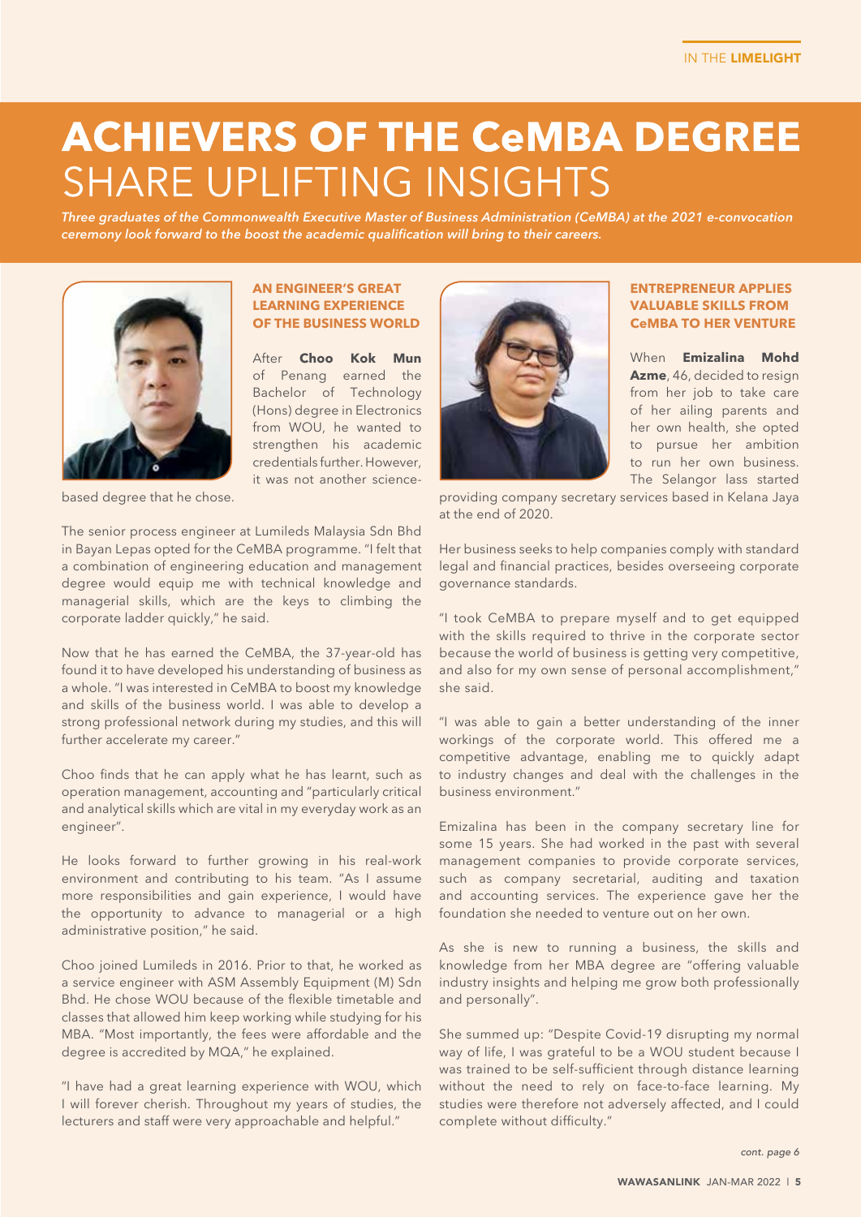# ACHIEVERS OF THE CeMBA DEGREE SHARE UPLIFTING INSIGHTS

*Three graduates of the Commonwealth Executive Master of Business Administration (CeMBA) at the 2021 e-convocation ceremony look forward to the boost the academic qualification will bring to their careers.*

## AN ENGINEER'S GREAT LEARNING EXPERIENCE OF THE BUSINESS WORLD

After **Choo Kok Mun** of Penang earned the Bachelor of Technology (Hons) degree in Electronics from WOU, he wanted to strengthen his academic credentials further. However, it was not another science-based degree that he chose.

The senior process engineer at Lumileds Malaysia Sdn Bhd in Bayan Lepas opted for the CeMBA programme. "I felt that a combination of engineering education and management degree would equip me with technical knowledge and managerial skills, which are the keys to climbing the corporate ladder quickly," he said.

Now that he has earned the CeMBA, the 37-year-old has found it to have developed his understanding of business as a whole. "I was interested in CeMBA to boost my knowledge and skills of the business world. I was able to develop a strong professional network during my studies, and this will further accelerate my career."

Choo finds that he can apply what he has learnt, such as operation management, accounting and "particularly critical and analytical skills which are vital in my everyday work as an engineer".

He looks forward to further growing in his real-work environment and contributing to his team. "As I assume more responsibilities and gain experience, I would have the opportunity to advance to managerial or a high administrative position," he said.

Choo joined Lumileds in 2016. Prior to that, he worked as a service engineer with ASM Assembly Equipment (M) Sdn Bhd. He chose WOU because of the flexible timetable and classes that allowed him keep working while studying for his MBA. "Most importantly, the fees were affordable and the degree is accredited by MQA," he explained.

"I have had a great learning experience with WOU, which I will forever cherish. Throughout my years of studies, the lecturers and staff were very approachable and helpful."

## ENTREPRENEUR APPLIES VALUABLE SKILLS FROM CeMBA TO HER VENTURE

When **Emizalina Mohd Azme**, 46, decided to resign from her job to take care of her ailing parents and her own health, she opted to pursue her ambition to run her own business. The Selangor lass started providing company secretary services based in Kelana Jaya at the end of 2020.

Her business seeks to help companies comply with standard legal and financial practices, besides overseeing corporate governance standards.

"I took CeMBA to prepare myself and to get equipped with the skills required to thrive in the corporate sector because the world of business is getting very competitive, and also for my own sense of personal accomplishment," she said.

"I was able to gain a better understanding of the inner workings of the corporate world. This offered me a competitive advantage, enabling me to quickly adapt to industry changes and deal with the challenges in the business environment."

Emizalina has been in the company secretary line for some 15 years. She had worked in the past with several management companies to provide corporate services, such as company secretarial, auditing and taxation and accounting services. The experience gave her the foundation she needed to venture out on her own.

As she is new to running a business, the skills and knowledge from her MBA degree are "offering valuable industry insights and helping me grow both professionally and personally".

She summed up: "Despite Covid-19 disrupting my normal way of life, I was grateful to be a WOU student because I was trained to be self-sufficient through distance learning without the need to rely on face-to-face learning. My studies were therefore not adversely affected, and I could complete without difficulty."

*cont. page 6*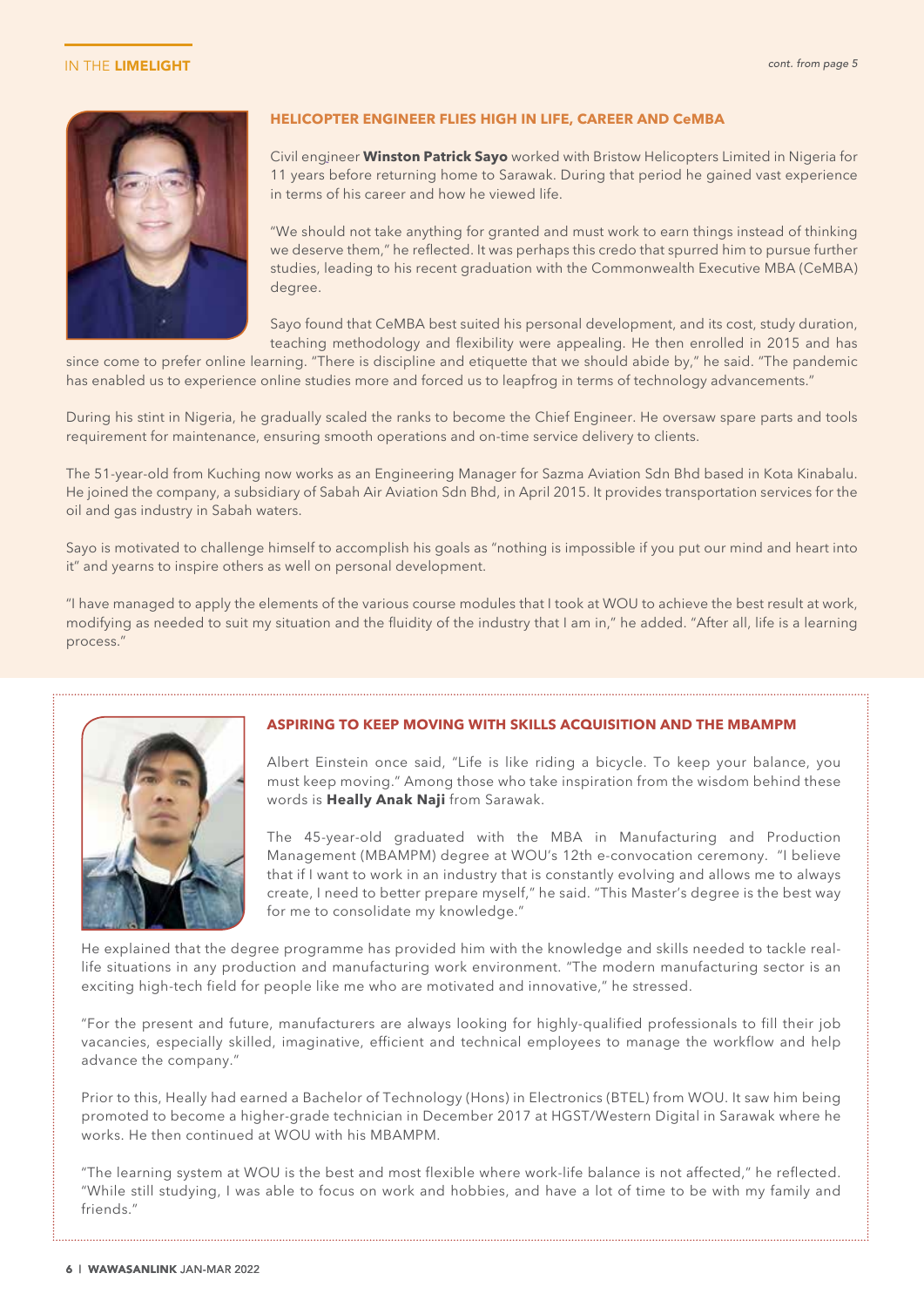## HELICOPTER ENGINEER FLIES HIGH IN LIFE, CAREER AND CeMBA

Civil engineer **Winston Patrick Sayo** worked with Bristow Helicopters Limited in Nigeria for 11 years before returning home to Sarawak. During that period he gained vast experience in terms of his career and how he viewed life.

"We should not take anything for granted and must work to earn things instead of thinking we deserve them," he reflected. It was perhaps this credo that spurred him to pursue further studies, leading to his recent graduation with the Commonwealth Executive MBA (CeMBA) degree.

Sayo found that CeMBA best suited his personal development, and its cost, study duration, teaching methodology and flexibility were appealing. He then enrolled in 2015 and has since come to prefer online learning. "There is discipline and etiquette that we should abide by," he said. "The pandemic has enabled us to experience online studies more and forced us to leapfrog in terms of technology advancements."

During his stint in Nigeria, he gradually scaled the ranks to become the Chief Engineer. He oversaw spare parts and tools requirement for maintenance, ensuring smooth operations and on-time service delivery to clients.

The 51-year-old from Kuching now works as an Engineering Manager for Sazma Aviation Sdn Bhd based in Kota Kinabalu. He joined the company, a subsidiary of Sabah Air Aviation Sdn Bhd, in April 2015. It provides transportation services for the oil and gas industry in Sabah waters.

Sayo is motivated to challenge himself to accomplish his goals as "nothing is impossible if you put our mind and heart into it" and yearns to inspire others as well on personal development.

"I have managed to apply the elements of the various course modules that I took at WOU to achieve the best result at work, modifying as needed to suit my situation and the fluidity of the industry that I am in," he added. "After all, life is a learning process."

## ASPIRING TO KEEP MOVING WITH SKILLS ACQUISITION AND THE MBAMPM

Albert Einstein once said, "Life is like riding a bicycle. To keep your balance, you must keep moving." Among those who take inspiration from the wisdom behind these words is **Heally Anak Naji** from Sarawak.

The 45-year-old graduated with the MBA in Manufacturing and Production Management (MBAMPM) degree at WOU's 12th e-convocation ceremony. "I believe that if I want to work in an industry that is constantly evolving and allows me to always create, I need to better prepare myself," he said. "This Master's degree is the best way for me to consolidate my knowledge."

He explained that the degree programme has provided him with the knowledge and skills needed to tackle real-life situations in any production and manufacturing work environment. "The modern manufacturing sector is an exciting high-tech field for people like me who are motivated and innovative," he stressed.

"For the present and future, manufacturers are always looking for highly-qualified professionals to fill their job vacancies, especially skilled, imaginative, efficient and technical employees to manage the workflow and help advance the company."

Prior to this, Heally had earned a Bachelor of Technology (Hons) in Electronics (BTEL) from WOU. It saw him being promoted to become a higher-grade technician in December 2017 at HGST/Western Digital in Sarawak where he works. He then continued at WOU with his MBAMPM.

"The learning system at WOU is the best and most flexible where work-life balance is not affected," he reflected. "While still studying, I was able to focus on work and hobbies, and have a lot of time to be with my family and friends."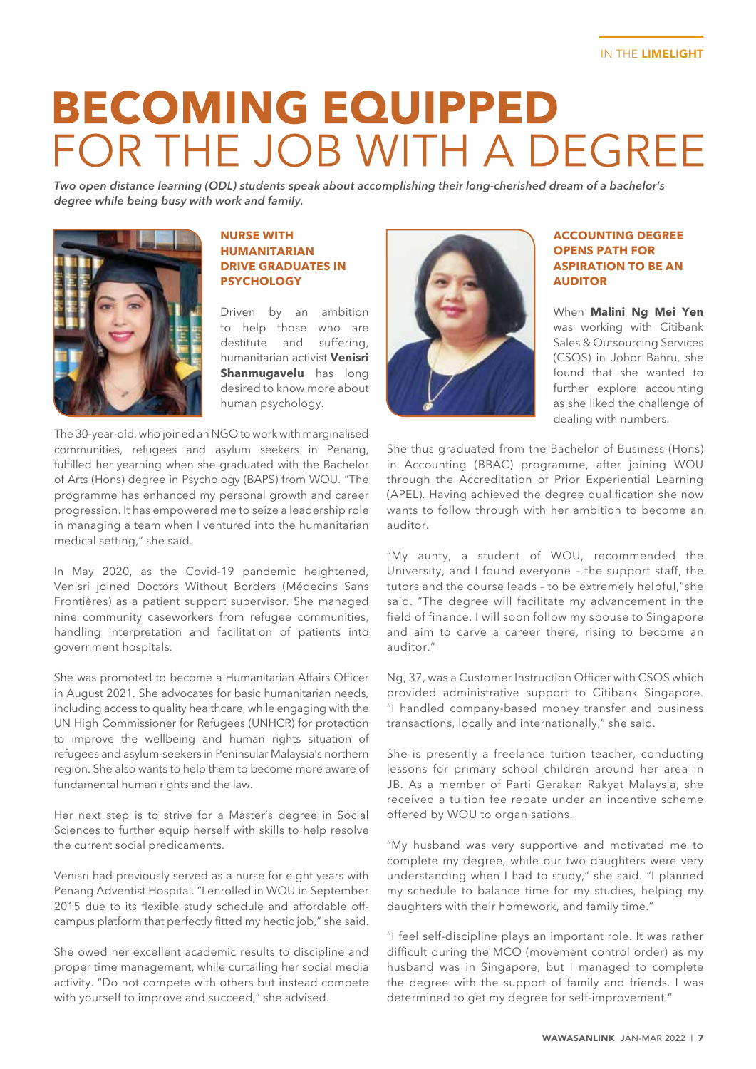# BECOMING EQUIPPED FOR THE JOB WITH A DEGREE

*Two open distance learning (ODL) students speak about accomplishing their long-cherished dream of a bachelor's degree while being busy with work and family.*

## NURSE WITH HUMANITARIAN DRIVE GRADUATES IN PSYCHOLOGY

Driven by an ambition to help those who are destitute and suffering, humanitarian activist **Venisri Shanmugavelu** has long desired to know more about human psychology.

The 30-year-old, who joined an NGO to work with marginalised communities, refugees and asylum seekers in Penang, fulfilled her yearning when she graduated with the Bachelor of Arts (Hons) degree in Psychology (BAPS) from WOU. "The programme has enhanced my personal growth and career progression. It has empowered me to seize a leadership role in managing a team when I ventured into the humanitarian medical setting," she said.

In May 2020, as the Covid-19 pandemic heightened, Venisri joined Doctors Without Borders (Médecins Sans Frontières) as a patient support supervisor. She managed nine community caseworkers from refugee communities, handling interpretation and facilitation of patients into government hospitals.

She was promoted to become a Humanitarian Affairs Officer in August 2021. She advocates for basic humanitarian needs, including access to quality healthcare, while engaging with the UN High Commissioner for Refugees (UNHCR) for protection to improve the wellbeing and human rights situation of refugees and asylum-seekers in Peninsular Malaysia's northern region. She also wants to help them to become more aware of fundamental human rights and the law.

Her next step is to strive for a Master's degree in Social Sciences to further equip herself with skills to help resolve the current social predicaments.

Venisri had previously served as a nurse for eight years with Penang Adventist Hospital. "I enrolled in WOU in September 2015 due to its flexible study schedule and affordable off-campus platform that perfectly fitted my hectic job," she said.

She owed her excellent academic results to discipline and proper time management, while curtailing her social media activity. "Do not compete with others but instead compete with yourself to improve and succeed," she advised.

## ACCOUNTING DEGREE OPENS PATH FOR ASPIRATION TO BE AN AUDITOR

When **Malini Ng Mei Yen** was working with Citibank Sales & Outsourcing Services (CSOS) in Johor Bahru, she found that she wanted to further explore accounting as she liked the challenge of dealing with numbers.

She thus graduated from the Bachelor of Business (Hons) in Accounting (BBAC) programme, after joining WOU through the Accreditation of Prior Experiential Learning (APEL). Having achieved the degree qualification she now wants to follow through with her ambition to become an auditor.

"My aunty, a student of WOU, recommended the University, and I found everyone – the support staff, the tutors and the course leads – to be extremely helpful," she said. "The degree will facilitate my advancement in the field of finance. I will soon follow my spouse to Singapore and aim to carve a career there, rising to become an auditor."

Ng, 37, was a Customer Instruction Officer with CSOS which provided administrative support to Citibank Singapore. "I handled company-based money transfer and business transactions, locally and internationally," she said.

She is presently a freelance tuition teacher, conducting lessons for primary school children around her area in JB. As a member of Parti Gerakan Rakyat Malaysia, she received a tuition fee rebate under an incentive scheme offered by WOU to organisations.

"My husband was very supportive and motivated me to complete my degree, while our two daughters were very understanding when I had to study," she said. "I planned my schedule to balance time for my studies, helping my daughters with their homework, and family time."

"I feel self-discipline plays an important role. It was rather difficult during the MCO (movement control order) as my husband was in Singapore, but I managed to complete the degree with the support of family and friends. I was determined to get my degree for self-improvement."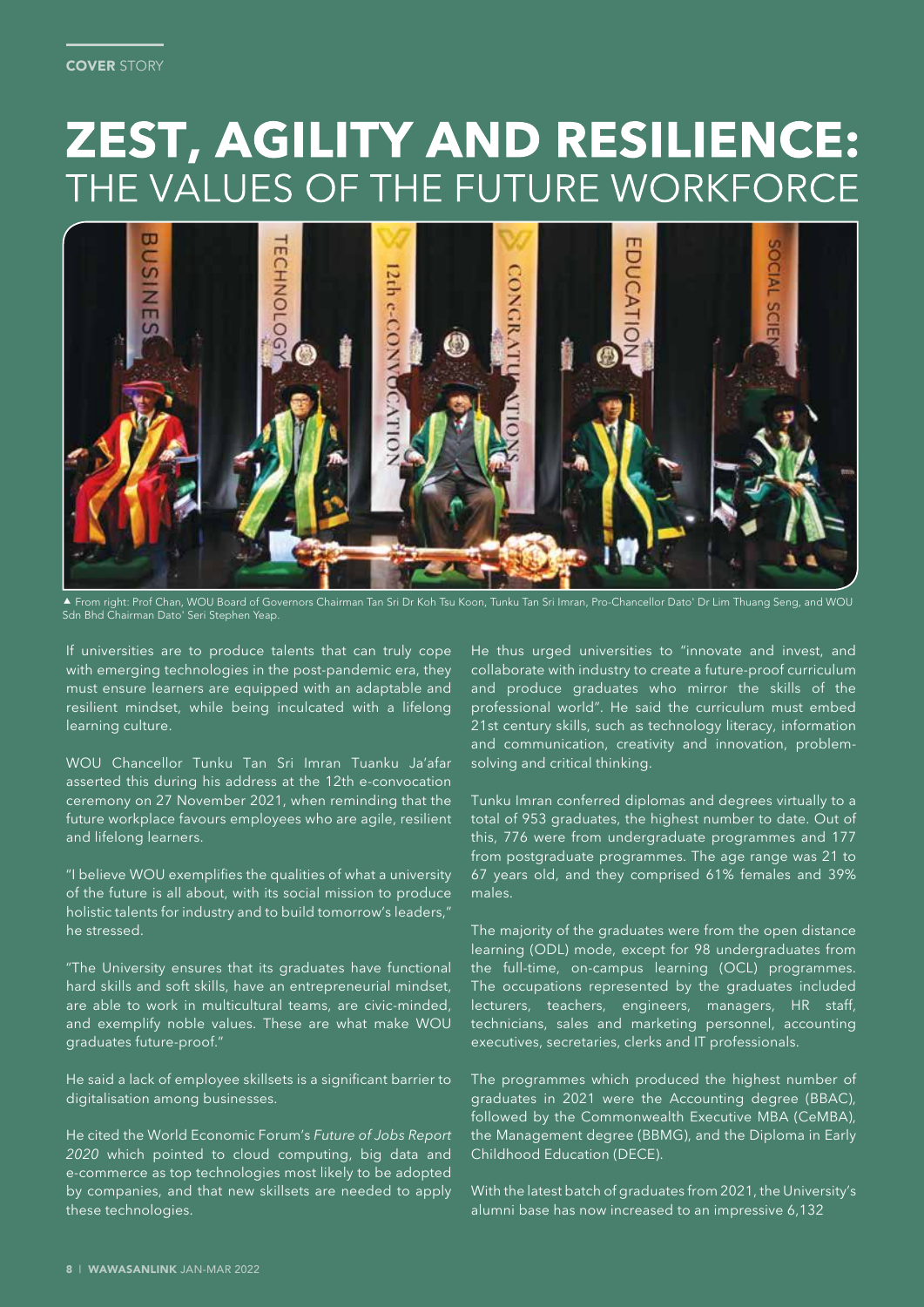COVER STORY

# ZEST, AGILITY AND RESILIENCE: THE VALUES OF THE FUTURE WORKFORCE

▲ From right: Prof Chan, WOU Board of Governors Chairman Tan Sri Dr Koh Tsu Koon, Tunku Tan Sri Imran, Pro-Chancellor Dato' Dr Lim Thuang Seng, and WOU Sdn Bhd Chairman Dato' Seri Stephen Yeap.

If universities are to produce talents that can truly cope with emerging technologies in the post-pandemic era, they must ensure learners are equipped with an adaptable and resilient mindset, while being inculcated with a lifelong learning culture.

WOU Chancellor Tunku Tan Sri Imran Tuanku Ja'afar asserted this during his address at the 12th e-convocation ceremony on 27 November 2021, when reminding that the future workplace favours employees who are agile, resilient and lifelong learners.

"I believe WOU exemplifies the qualities of what a university of the future is all about, with its social mission to produce holistic talents for industry and to build tomorrow's leaders," he stressed.

"The University ensures that its graduates have functional hard skills and soft skills, have an entrepreneurial mindset, are able to work in multicultural teams, are civic-minded, and exemplify noble values. These are what make WOU graduates future-proof."

He said a lack of employee skillsets is a significant barrier to digitalisation among businesses.

He cited the World Economic Forum's *Future of Jobs Report 2020* which pointed to cloud computing, big data and e-commerce as top technologies most likely to be adopted by companies, and that new skillsets are needed to apply these technologies.

He thus urged universities to "innovate and invest, and collaborate with industry to create a future-proof curriculum and produce graduates who mirror the skills of the professional world". He said the curriculum must embed 21st century skills, such as technology literacy, information and communication, creativity and innovation, problem-solving and critical thinking.

Tunku Imran conferred diplomas and degrees virtually to a total of 953 graduates, the highest number to date. Out of this, 776 were from undergraduate programmes and 177 from postgraduate programmes. The age range was 21 to 67 years old, and they comprised 61% females and 39% males.

The majority of the graduates were from the open distance learning (ODL) mode, except for 98 undergraduates from the full-time, on-campus learning (OCL) programmes. The occupations represented by the graduates included lecturers, teachers, engineers, managers, HR staff, technicians, sales and marketing personnel, accounting executives, secretaries, clerks and IT professionals.

The programmes which produced the highest number of graduates in 2021 were the Accounting degree (BBAC), followed by the Commonwealth Executive MBA (CeMBA), the Management degree (BBMG), and the Diploma in Early Childhood Education (DECE).

With the latest batch of graduates from 2021, the University's alumni base has now increased to an impressive 6,132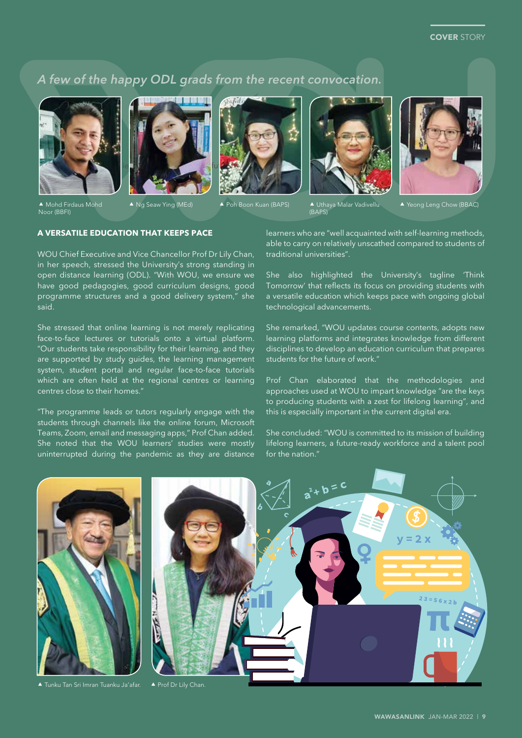*A few of the happy ODL grads from the recent convocation.*

▲ Mohd Firdaus Mohd Noor (BBFI)

▲ Ng Seaw Ying (MEd)

▲ Poh Boon Kuan (BAPS)

▲ Uthaya Malar Vadivellu (BAPS)

▲ Yeong Leng Chow (BBAC)

### A VERSATILE EDUCATION THAT KEEPS PACE

WOU Chief Executive and Vice Chancellor Prof Dr Lily Chan, in her speech, stressed the University's strong standing in open distance learning (ODL). "With WOU, we ensure we have good pedagogies, good curriculum designs, good programme structures and a good delivery system," she said.

She stressed that online learning is not merely replicating face-to-face lectures or tutorials onto a virtual platform. "Our students take responsibility for their learning, and they are supported by study guides, the learning management system, student portal and regular face-to-face tutorials which are often held at the regional centres or learning centres close to their homes."

"The programme leads or tutors regularly engage with the students through channels like the online forum, Microsoft Teams, Zoom, email and messaging apps," Prof Chan added. She noted that the WOU learners' studies were mostly uninterrupted during the pandemic as they are distance learners who are "well acquainted with self-learning methods, able to carry on relatively unscathed compared to students of traditional universities".

She also highlighted the University's tagline 'Think Tomorrow' that reflects its focus on providing students with a versatile education which keeps pace with ongoing global technological advancements.

She remarked, "WOU updates course contents, adopts new learning platforms and integrates knowledge from different disciplines to develop an education curriculum that prepares students for the future of work."

Prof Chan elaborated that the methodologies and approaches used at WOU to impart knowledge "are the keys to producing students with a zest for lifelong learning", and this is especially important in the current digital era.

She concluded: "WOU is committed to its mission of building lifelong learners, a future-ready workforce and a talent pool for the nation."

▲ Tunku Tan Sri Imran Tuanku Ja'afar.

▲ Prof Dr Lily Chan.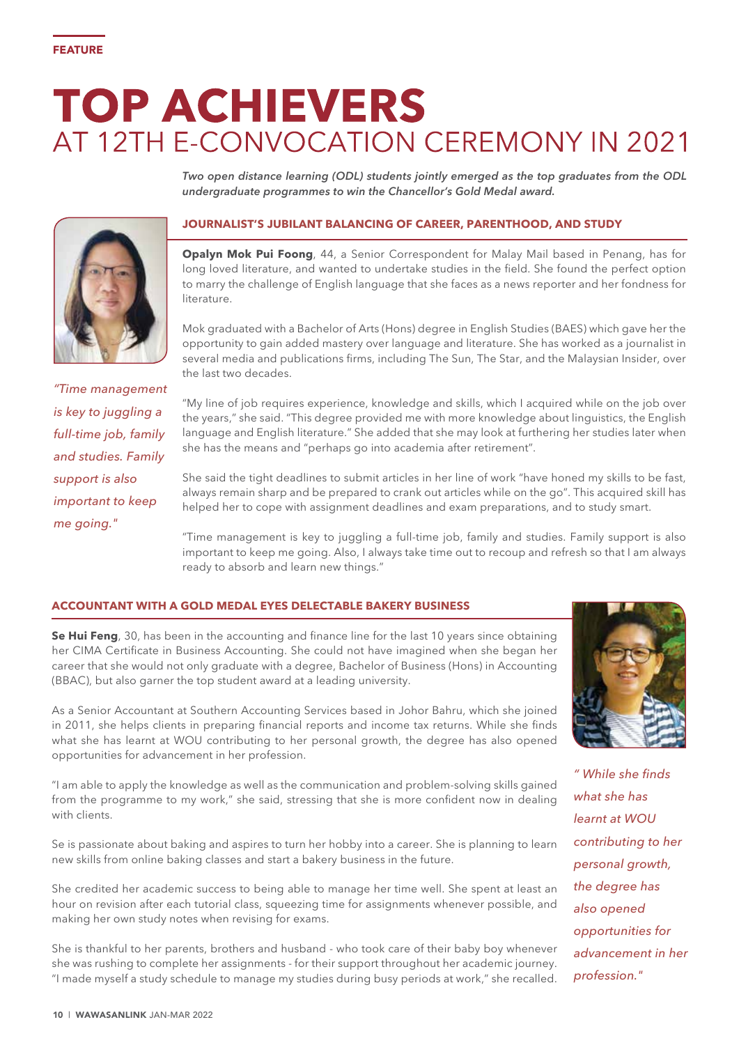FEATURE

# TOP ACHIEVERS
## AT 12TH E-CONVOCATION CEREMONY IN 2021

*Two open distance learning (ODL) students jointly emerged as the top graduates from the ODL undergraduate programmes to win the Chancellor's Gold Medal award.*

### JOURNALIST'S JUBILANT BALANCING OF CAREER, PARENTHOOD, AND STUDY

**Opalyn Mok Pui Foong**, 44, a Senior Correspondent for Malay Mail based in Penang, has for long loved literature, and wanted to undertake studies in the field. She found the perfect option to marry the challenge of English language that she faces as a news reporter and her fondness for literature.

Mok graduated with a Bachelor of Arts (Hons) degree in English Studies (BAES) which gave her the opportunity to gain added mastery over language and literature. She has worked as a journalist in several media and publications firms, including The Sun, The Star, and the Malaysian Insider, over the last two decades.

*"Time management is key to juggling a full-time job, family and studies. Family support is also important to keep me going."*

"My line of job requires experience, knowledge and skills, which I acquired while on the job over the years," she said. "This degree provided me with more knowledge about linguistics, the English language and English literature." She added that she may look at furthering her studies later when she has the means and "perhaps go into academia after retirement".

She said the tight deadlines to submit articles in her line of work "have honed my skills to be fast, always remain sharp and be prepared to crank out articles while on the go". This acquired skill has helped her to cope with assignment deadlines and exam preparations, and to study smart.

"Time management is key to juggling a full-time job, family and studies. Family support is also important to keep me going. Also, I always take time out to recoup and refresh so that I am always ready to absorb and learn new things."

### ACCOUNTANT WITH A GOLD MEDAL EYES DELECTABLE BAKERY BUSINESS

**Se Hui Feng**, 30, has been in the accounting and finance line for the last 10 years since obtaining her CIMA Certificate in Business Accounting. She could not have imagined when she began her career that she would not only graduate with a degree, Bachelor of Business (Hons) in Accounting (BBAC), but also garner the top student award at a leading university.

As a Senior Accountant at Southern Accounting Services based in Johor Bahru, which she joined in 2011, she helps clients in preparing financial reports and income tax returns. While she finds what she has learnt at WOU contributing to her personal growth, the degree has also opened opportunities for advancement in her profession.

*" While she finds what she has learnt at WOU contributing to her personal growth, the degree has also opened opportunities for advancement in her profession."*

"I am able to apply the knowledge as well as the communication and problem-solving skills gained from the programme to my work," she said, stressing that she is more confident now in dealing with clients.

Se is passionate about baking and aspires to turn her hobby into a career. She is planning to learn new skills from online baking classes and start a bakery business in the future.

She credited her academic success to being able to manage her time well. She spent at least an hour on revision after each tutorial class, squeezing time for assignments whenever possible, and making her own study notes when revising for exams.

She is thankful to her parents, brothers and husband - who took care of their baby boy whenever she was rushing to complete her assignments - for their support throughout her academic journey. "I made myself a study schedule to manage my studies during busy periods at work," she recalled.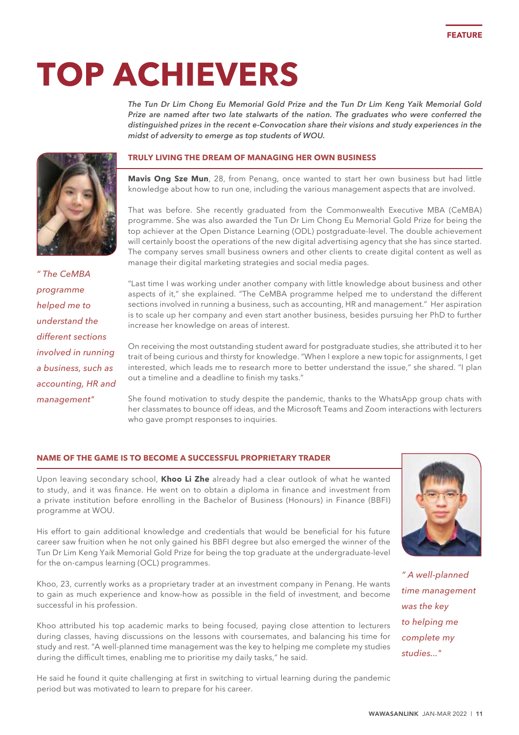# TOP ACHIEVERS

*The Tun Dr Lim Chong Eu Memorial Gold Prize and the Tun Dr Lim Keng Yaik Memorial Gold Prize are named after two late stalwarts of the nation. The graduates who were conferred the distinguished prizes in the recent e-Convocation share their visions and study experiences in the midst of adversity to emerge as top students of WOU.*

## TRULY LIVING THE DREAM OF MANAGING HER OWN BUSINESS

*" The CeMBA programme helped me to understand the different sections involved in running a business, such as accounting, HR and management"*

**Mavis Ong Sze Mun**, 28, from Penang, once wanted to start her own business but had little knowledge about how to run one, including the various management aspects that are involved.

That was before. She recently graduated from the Commonwealth Executive MBA (CeMBA) programme. She was also awarded the Tun Dr Lim Chong Eu Memorial Gold Prize for being the top achiever at the Open Distance Learning (ODL) postgraduate-level. The double achievement will certainly boost the operations of the new digital advertising agency that she has since started. The company serves small business owners and other clients to create digital content as well as manage their digital marketing strategies and social media pages.

"Last time I was working under another company with little knowledge about business and other aspects of it," she explained. "The CeMBA programme helped me to understand the different sections involved in running a business, such as accounting, HR and management." Her aspiration is to scale up her company and even start another business, besides pursuing her PhD to further increase her knowledge on areas of interest.

On receiving the most outstanding student award for postgraduate studies, she attributed it to her trait of being curious and thirsty for knowledge. "When I explore a new topic for assignments, I get interested, which leads me to research more to better understand the issue," she shared. "I plan out a timeline and a deadline to finish my tasks."

She found motivation to study despite the pandemic, thanks to the WhatsApp group chats with her classmates to bounce off ideas, and the Microsoft Teams and Zoom interactions with lecturers who gave prompt responses to inquiries.

## NAME OF THE GAME IS TO BECOME A SUCCESSFUL PROPRIETARY TRADER

*" A well-planned time management was the key to helping me complete my studies..."*

Upon leaving secondary school, **Khoo Li Zhe** already had a clear outlook of what he wanted to study, and it was finance. He went on to obtain a diploma in finance and investment from a private institution before enrolling in the Bachelor of Business (Honours) in Finance (BBFI) programme at WOU.

His effort to gain additional knowledge and credentials that would be beneficial for his future career saw fruition when he not only gained his BBFI degree but also emerged the winner of the Tun Dr Lim Keng Yaik Memorial Gold Prize for being the top graduate at the undergraduate-level for the on-campus learning (OCL) programmes.

Khoo, 23, currently works as a proprietary trader at an investment company in Penang. He wants to gain as much experience and know-how as possible in the field of investment, and become successful in his profession.

Khoo attributed his top academic marks to being focused, paying close attention to lecturers during classes, having discussions on the lessons with coursemates, and balancing his time for study and rest. "A well-planned time management was the key to helping me complete my studies during the difficult times, enabling me to prioritise my daily tasks," he said.

He said he found it quite challenging at first in switching to virtual learning during the pandemic period but was motivated to learn to prepare for his career.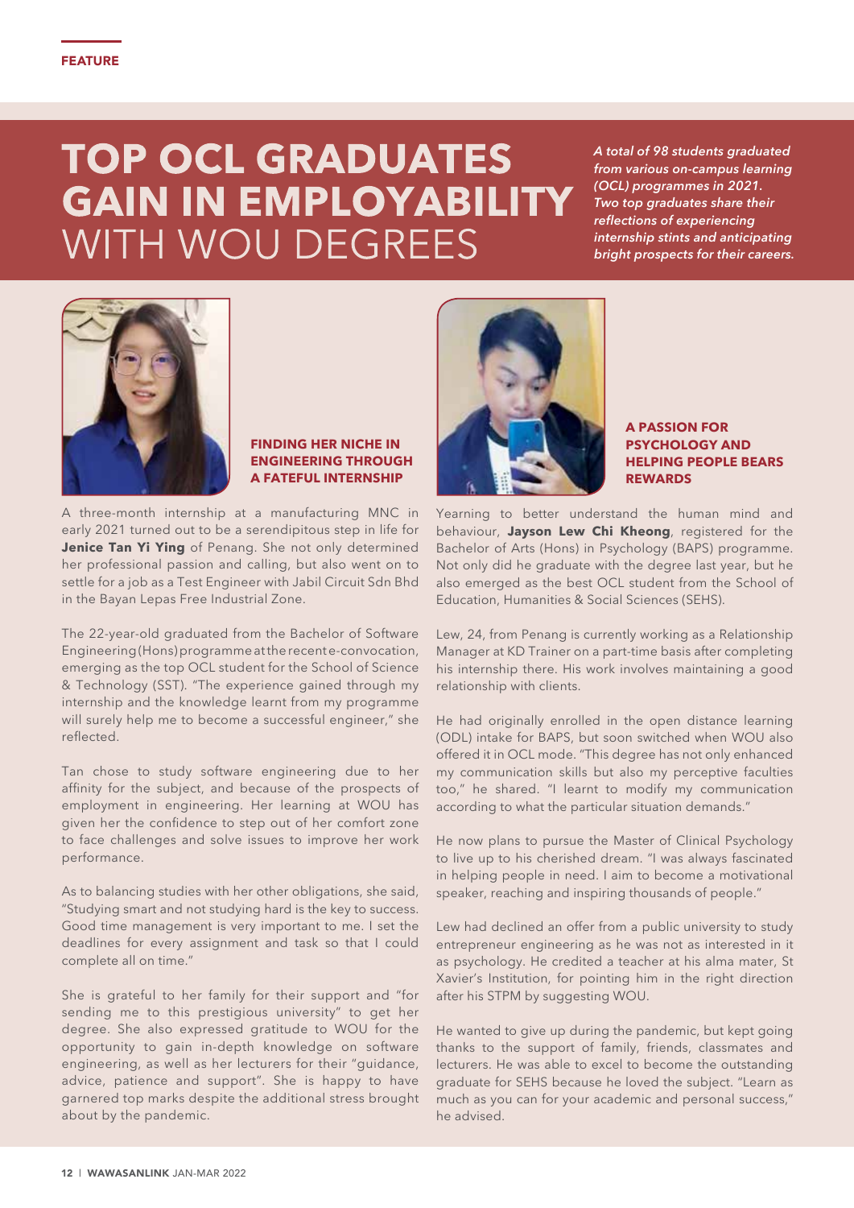FEATURE

# TOP OCL GRADUATES GAIN IN EMPLOYABILITY WITH WOU DEGREES

*A total of 98 students graduated from various on-campus learning (OCL) programmes in 2021. Two top graduates share their reflections of experiencing internship stints and anticipating bright prospects for their careers.*

## FINDING HER NICHE IN ENGINEERING THROUGH A FATEFUL INTERNSHIP

A three-month internship at a manufacturing MNC in early 2021 turned out to be a serendipitous step in life for **Jenice Tan Yi Ying** of Penang. She not only determined her professional passion and calling, but also went on to settle for a job as a Test Engineer with Jabil Circuit Sdn Bhd in the Bayan Lepas Free Industrial Zone.

The 22-year-old graduated from the Bachelor of Software Engineering (Hons) programme at the recent e-convocation, emerging as the top OCL student for the School of Science & Technology (SST). "The experience gained through my internship and the knowledge learnt from my programme will surely help me to become a successful engineer," she reflected.

Tan chose to study software engineering due to her affinity for the subject, and because of the prospects of employment in engineering. Her learning at WOU has given her the confidence to step out of her comfort zone to face challenges and solve issues to improve her work performance.

As to balancing studies with her other obligations, she said, "Studying smart and not studying hard is the key to success. Good time management is very important to me. I set the deadlines for every assignment and task so that I could complete all on time."

She is grateful to her family for their support and "for sending me to this prestigious university" to get her degree. She also expressed gratitude to WOU for the opportunity to gain in-depth knowledge on software engineering, as well as her lecturers for their "guidance, advice, patience and support". She is happy to have garnered top marks despite the additional stress brought about by the pandemic.

## A PASSION FOR PSYCHOLOGY AND HELPING PEOPLE BEARS REWARDS

Yearning to better understand the human mind and behaviour, **Jayson Lew Chi Kheong**, registered for the Bachelor of Arts (Hons) in Psychology (BAPS) programme. Not only did he graduate with the degree last year, but he also emerged as the best OCL student from the School of Education, Humanities & Social Sciences (SEHS).

Lew, 24, from Penang is currently working as a Relationship Manager at KD Trainer on a part-time basis after completing his internship there. His work involves maintaining a good relationship with clients.

He had originally enrolled in the open distance learning (ODL) intake for BAPS, but soon switched when WOU also offered it in OCL mode. "This degree has not only enhanced my communication skills but also my perceptive faculties too," he shared. "I learnt to modify my communication according to what the particular situation demands."

He now plans to pursue the Master of Clinical Psychology to live up to his cherished dream. "I was always fascinated in helping people in need. I aim to become a motivational speaker, reaching and inspiring thousands of people."

Lew had declined an offer from a public university to study entrepreneur engineering as he was not as interested in it as psychology. He credited a teacher at his alma mater, St Xavier's Institution, for pointing him in the right direction after his STPM by suggesting WOU.

He wanted to give up during the pandemic, but kept going thanks to the support of family, friends, classmates and lecturers. He was able to excel to become the outstanding graduate for SEHS because he loved the subject. "Learn as much as you can for your academic and personal success," he advised.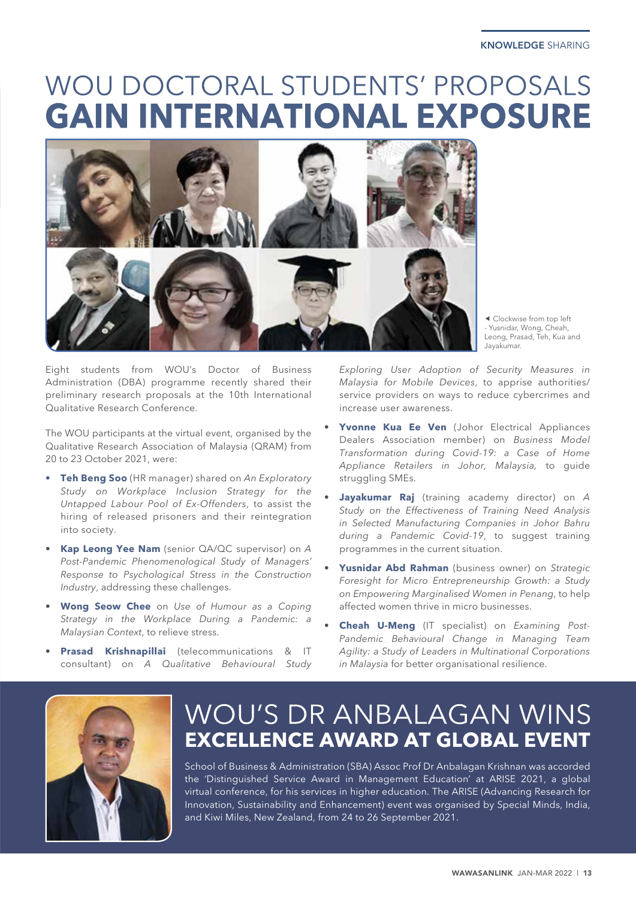# WOU DOCTORAL STUDENTS' PROPOSALS **GAIN INTERNATIONAL EXPOSURE**

◄ Clockwise from top left - Yusnidar, Wong, Cheah, Leong, Prasad, Teh, Kua and Jayakumar.

Eight students from WOU's Doctor of Business Administration (DBA) programme recently shared their preliminary research proposals at the 10th International Qualitative Research Conference.

The WOU participants at the virtual event, organised by the Qualitative Research Association of Malaysia (QRAM) from 20 to 23 October 2021, were:

- **Teh Beng Soo** (HR manager) shared on *An Exploratory Study on Workplace Inclusion Strategy for the Untapped Labour Pool of Ex-Offenders*, to assist the hiring of released prisoners and their reintegration into society.
- **Kap Leong Yee Nam** (senior QA/QC supervisor) on *A Post-Pandemic Phenomenological Study of Managers' Response to Psychological Stress in the Construction Industry*, addressing these challenges.
- **Wong Seow Chee** on *Use of Humour as a Coping Strategy in the Workplace During a Pandemic: a Malaysian Context*, to relieve stress.
- **Prasad Krishnapillai** (telecommunications & IT consultant) on *A Qualitative Behavioural Study Exploring User Adoption of Security Measures in Malaysia for Mobile Devices*, to apprise authorities/service providers on ways to reduce cybercrimes and increase user awareness.
- **Yvonne Kua Ee Ven** (Johor Electrical Appliances Dealers Association member) on *Business Model Transformation during Covid-19: a Case of Home Appliance Retailers in Johor, Malaysia,* to guide struggling SMEs.
- **Jayakumar Raj** (training academy director) on *A Study on the Effectiveness of Training Need Analysis in Selected Manufacturing Companies in Johor Bahru during a Pandemic Covid-19*, to suggest training programmes in the current situation.
- **Yusnidar Abd Rahman** (business owner) on *Strategic Foresight for Micro Entrepreneurship Growth: a Study on Empowering Marginalised Women in Penang*, to help affected women thrive in micro businesses.
- **Cheah U-Meng** (IT specialist) on *Examining Post-Pandemic Behavioural Change in Managing Team Agility: a Study of Leaders in Multinational Corporations in Malaysia* for better organisational resilience.

# WOU'S DR ANBALAGAN WINS **EXCELLENCE AWARD AT GLOBAL EVENT**

School of Business & Administration (SBA) Assoc Prof Dr Anbalagan Krishnan was accorded the 'Distinguished Service Award in Management Education' at ARISE 2021, a global virtual conference, for his services in higher education. The ARISE (Advancing Research for Innovation, Sustainability and Enhancement) event was organised by Special Minds, India, and Kiwi Miles, New Zealand, from 24 to 26 September 2021.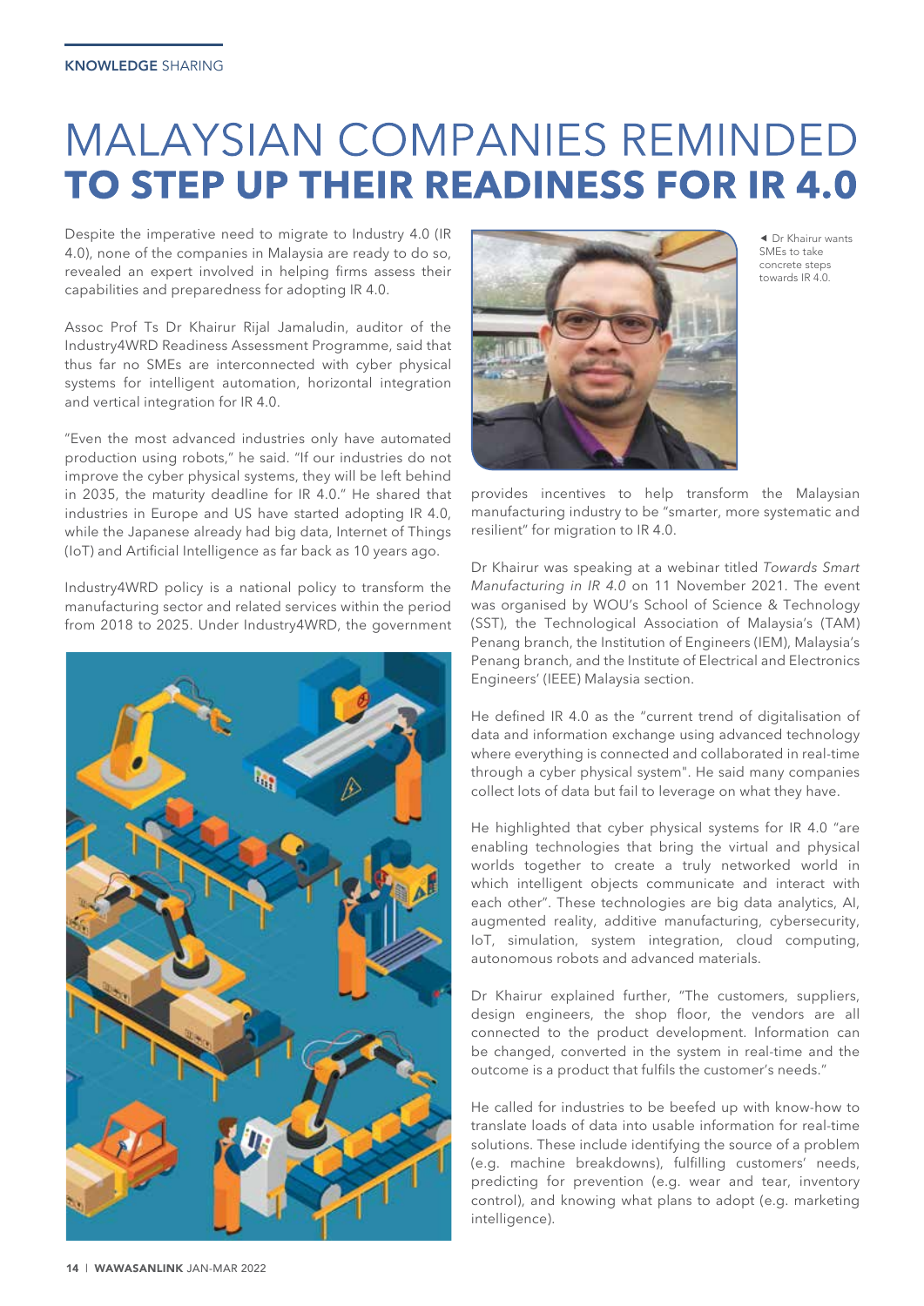# MALAYSIAN COMPANIES REMINDED **TO STEP UP THEIR READINESS FOR IR 4.0**

Despite the imperative need to migrate to Industry 4.0 (IR 4.0), none of the companies in Malaysia are ready to do so, revealed an expert involved in helping firms assess their capabilities and preparedness for adopting IR 4.0.

Assoc Prof Ts Dr Khairur Rijal Jamaludin, auditor of the Industry4WRD Readiness Assessment Programme, said that thus far no SMEs are interconnected with cyber physical systems for intelligent automation, horizontal integration and vertical integration for IR 4.0.

"Even the most advanced industries only have automated production using robots," he said. "If our industries do not improve the cyber physical systems, they will be left behind in 2035, the maturity deadline for IR 4.0." He shared that industries in Europe and US have started adopting IR 4.0, while the Japanese already had big data, Internet of Things (IoT) and Artificial Intelligence as far back as 10 years ago.

Industry4WRD policy is a national policy to transform the manufacturing sector and related services within the period from 2018 to 2025. Under Industry4WRD, the government provides incentives to help transform the Malaysian manufacturing industry to be "smarter, more systematic and resilient" for migration to IR 4.0.

◄ Dr Khairur wants SMEs to take concrete steps towards IR 4.0.

Dr Khairur was speaking at a webinar titled *Towards Smart Manufacturing in IR 4.0* on 11 November 2021. The event was organised by WOU's School of Science & Technology (SST), the Technological Association of Malaysia's (TAM) Penang branch, the Institution of Engineers (IEM), Malaysia's Penang branch, and the Institute of Electrical and Electronics Engineers' (IEEE) Malaysia section.

He defined IR 4.0 as the "current trend of digitalisation of data and information exchange using advanced technology where everything is connected and collaborated in real-time through a cyber physical system". He said many companies collect lots of data but fail to leverage on what they have.

He highlighted that cyber physical systems for IR 4.0 "are enabling technologies that bring the virtual and physical worlds together to create a truly networked world in which intelligent objects communicate and interact with each other". These technologies are big data analytics, AI, augmented reality, additive manufacturing, cybersecurity, IoT, simulation, system integration, cloud computing, autonomous robots and advanced materials.

Dr Khairur explained further, "The customers, suppliers, design engineers, the shop floor, the vendors are all connected to the product development. Information can be changed, converted in the system in real-time and the outcome is a product that fulfils the customer's needs."

He called for industries to be beefed up with know-how to translate loads of data into usable information for real-time solutions. These include identifying the source of a problem (e.g. machine breakdowns), fulfilling customers' needs, predicting for prevention (e.g. wear and tear, inventory control), and knowing what plans to adopt (e.g. marketing intelligence).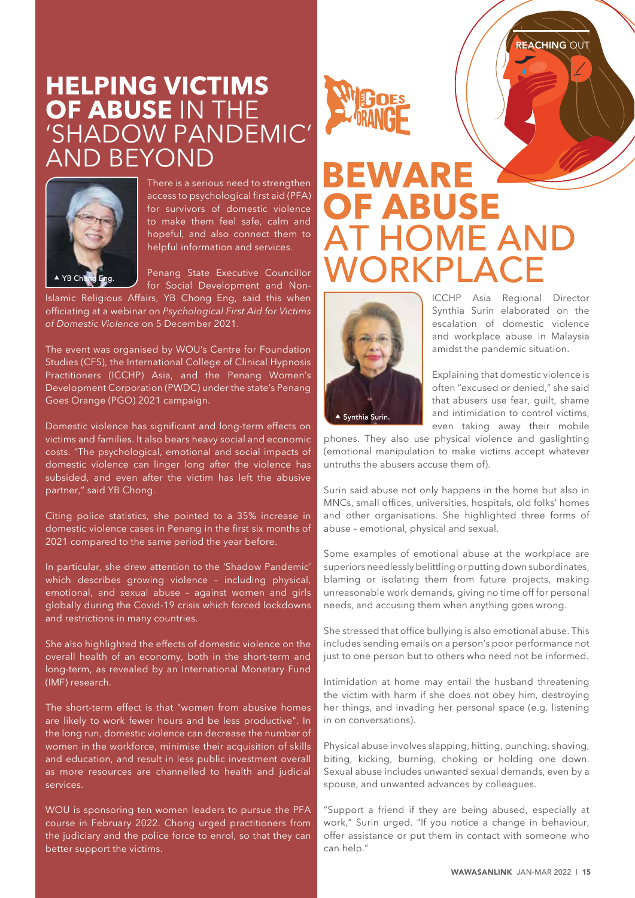# HELPING VICTIMS OF ABUSE IN THE 'SHADOW PANDEMIC' AND BEYOND

▲ YB Chong Eng.

There is a serious need to strengthen access to psychological first aid (PFA) for survivors of domestic violence to make them feel safe, calm and hopeful, and also connect them to helpful information and services.

Penang State Executive Councillor for Social Development and Non-Islamic Religious Affairs, YB Chong Eng, said this when officiating at a webinar on *Psychological First Aid for Victims of Domestic Violence* on 5 December 2021.

The event was organised by WOU's Centre for Foundation Studies (CFS), the International College of Clinical Hypnosis Practitioners (ICCHP) Asia, and the Penang Women's Development Corporation (PWDC) under the state's Penang Goes Orange (PGO) 2021 campaign.

Domestic violence has significant and long-term effects on victims and families. It also bears heavy social and economic costs. "The psychological, emotional and social impacts of domestic violence can linger long after the violence has subsided, and even after the victim has left the abusive partner," said YB Chong.

Citing police statistics, she pointed to a 35% increase in domestic violence cases in Penang in the first six months of 2021 compared to the same period the year before.

In particular, she drew attention to the 'Shadow Pandemic' which describes growing violence – including physical, emotional, and sexual abuse – against women and girls globally during the Covid-19 crisis which forced lockdowns and restrictions in many countries.

She also highlighted the effects of domestic violence on the overall health of an economy, both in the short-term and long-term, as revealed by an International Monetary Fund (IMF) research.

The short-term effect is that "women from abusive homes are likely to work fewer hours and be less productive". In the long run, domestic violence can decrease the number of women in the workforce, minimise their acquisition of skills and education, and result in less public investment overall as more resources are channelled to health and judicial services.

WOU is sponsoring ten women leaders to pursue the PFA course in February 2022. Chong urged practitioners from the judiciary and the police force to enrol, so that they can better support the victims.

# BEWARE OF ABUSE AT HOME AND WORKPLACE

▲ Synthia Surin.

ICCHP Asia Regional Director Synthia Surin elaborated on the escalation of domestic violence and workplace abuse in Malaysia amidst the pandemic situation.

Explaining that domestic violence is often "excused or denied," she said that abusers use fear, guilt, shame and intimidation to control victims, even taking away their mobile phones. They also use physical violence and gaslighting (emotional manipulation to make victims accept whatever untruths the abusers accuse them of).

Surin said abuse not only happens in the home but also in MNCs, small offices, universities, hospitals, old folks' homes and other organisations. She highlighted three forms of abuse – emotional, physical and sexual.

Some examples of emotional abuse at the workplace are superiors needlessly belittling or putting down subordinates, blaming or isolating them from future projects, making unreasonable work demands, giving no time off for personal needs, and accusing them when anything goes wrong.

She stressed that office bullying is also emotional abuse. This includes sending emails on a person's poor performance not just to one person but to others who need not be informed.

Intimidation at home may entail the husband threatening the victim with harm if she does not obey him, destroying her things, and invading her personal space (e.g. listening in on conversations).

Physical abuse involves slapping, hitting, punching, shoving, biting, kicking, burning, choking or holding one down. Sexual abuse includes unwanted sexual demands, even by a spouse, and unwanted advances by colleagues.

"Support a friend if they are being abused, especially at work," Surin urged. "If you notice a change in behaviour, offer assistance or put them in contact with someone who can help."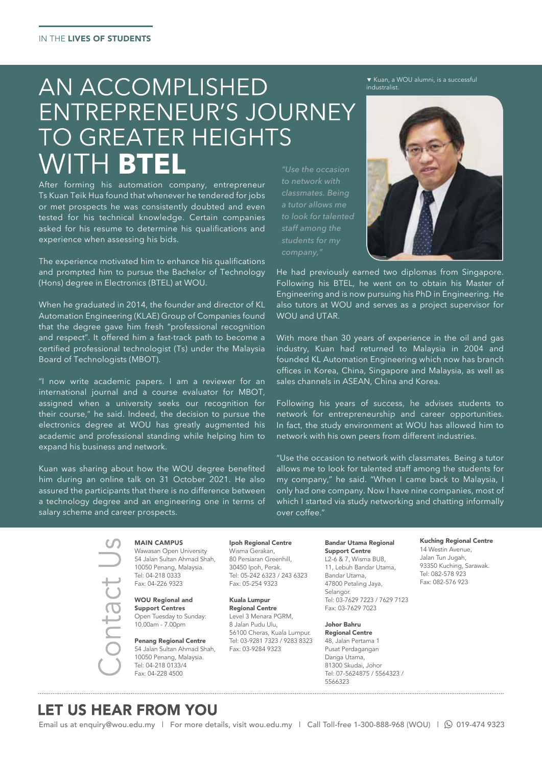IN THE **LIVES OF STUDENTS**

# AN ACCOMPLISHED ENTREPRENEUR'S JOURNEY TO GREATER HEIGHTS WITH **BTEL**

After forming his automation company, entrepreneur Ts Kuan Teik Hua found that whenever he tendered for jobs or met prospects he was consistently doubted and even tested for his technical knowledge. Certain companies asked for his resume to determine his qualifications and experience when assessing his bids.

The experience motivated him to enhance his qualifications and prompted him to pursue the Bachelor of Technology (Hons) degree in Electronics (BTEL) at WOU.

When he graduated in 2014, the founder and director of KL Automation Engineering (KLAE) Group of Companies found that the degree gave him fresh "professional recognition and respect". It offered him a fast-track path to become a certified professional technologist (Ts) under the Malaysia Board of Technologists (MBOT).

"I now write academic papers. I am a reviewer for an international journal and a course evaluator for MBOT, assigned when a university seeks our recognition for their course," he said. Indeed, the decision to pursue the electronics degree at WOU has greatly augmented his academic and professional standing while helping him to expand his business and network.

Kuan was sharing about how the WOU degree benefited him during an online talk on 31 October 2021. He also assured the participants that there is no difference between a technology degree and an engineering one in terms of salary scheme and career prospects.

*"Use the occasion to network with classmates. Being a tutor allows me to look for talented staff among the students for my company,"*

▼ Kuan, a WOU alumni, is a successful industralist.

He had previously earned two diplomas from Singapore. Following his BTEL, he went on to obtain his Master of Engineering and is now pursuing his PhD in Engineering. He also tutors at WOU and serves as a project supervisor for WOU and UTAR.

With more than 30 years of experience in the oil and gas industry, Kuan had returned to Malaysia in 2004 and founded KL Automation Engineering which now has branch offices in Korea, China, Singapore and Malaysia, as well as sales channels in ASEAN, China and Korea.

Following his years of success, he advises students to network for entrepreneurship and career opportunities. In fact, the study environment at WOU has allowed him to network with his own peers from different industries.

"Use the occasion to network with classmates. Being a tutor allows me to look for talented staff among the students for my company," he said. "When I came back to Malaysia, I only had one company. Now I have nine companies, most of which I started via study networking and chatting informally over coffee."

## Contact Us

**MAIN CAMPUS**
Wawasan Open University
54 Jalan Sultan Ahmad Shah,
10050 Penang, Malaysia.
Tel: 04-218 0333
Fax: 04-226 9323

**WOU Regional and Support Centres**
Open Tuesday to Sunday:
10.00am - 7.00pm

**Penang Regional Centre**
54 Jalan Sultan Ahmad Shah,
10050 Penang, Malaysia.
Tel: 04-218 0133/4
Fax: 04-228 4500

**Ipoh Regional Centre**
Wisma Gerakan,
80 Persiaran Greenhill,
30450 Ipoh, Perak.
Tel: 05-242 6323 / 243 6323
Fax: 05-254 9323

**Kuala Lumpur Regional Centre**
Level 3 Menara PGRM,
8 Jalan Pudu Ulu,
56100 Cheras, Kuala Lumpur.
Tel: 03-9281 7323 / 9283 8323
Fax: 03-9284 9323

**Bandar Utama Regional Support Centre**
L2-6 & 7, Wisma BU8,
11, Lebuh Bandar Utama,
Bandar Utama,
47800 Petaling Jaya,
Selangor.
Tel: 03-7629 7223 / 7629 7123
Fax: 03-7629 7023

**Johor Bahru Regional Centre**
48, Jalan Pertama 1
Pusat Perdagangan
Danga Utama,
81300 Skudai, Johor
Tel: 07-5624875 / 5564323 / 5566323

**Kuching Regional Centre**
14 Westin Avenue,
Jalan Tun Jugah,
93350 Kuching, Sarawak.
Tel: 082-578 923
Fax: 082-576 923

## LET US HEAR FROM YOU

Email us at enquiry@wou.edu.my | For more details, visit wou.edu.my | Call Toll-free 1-300-888-968 (WOU) | 019-474 9323